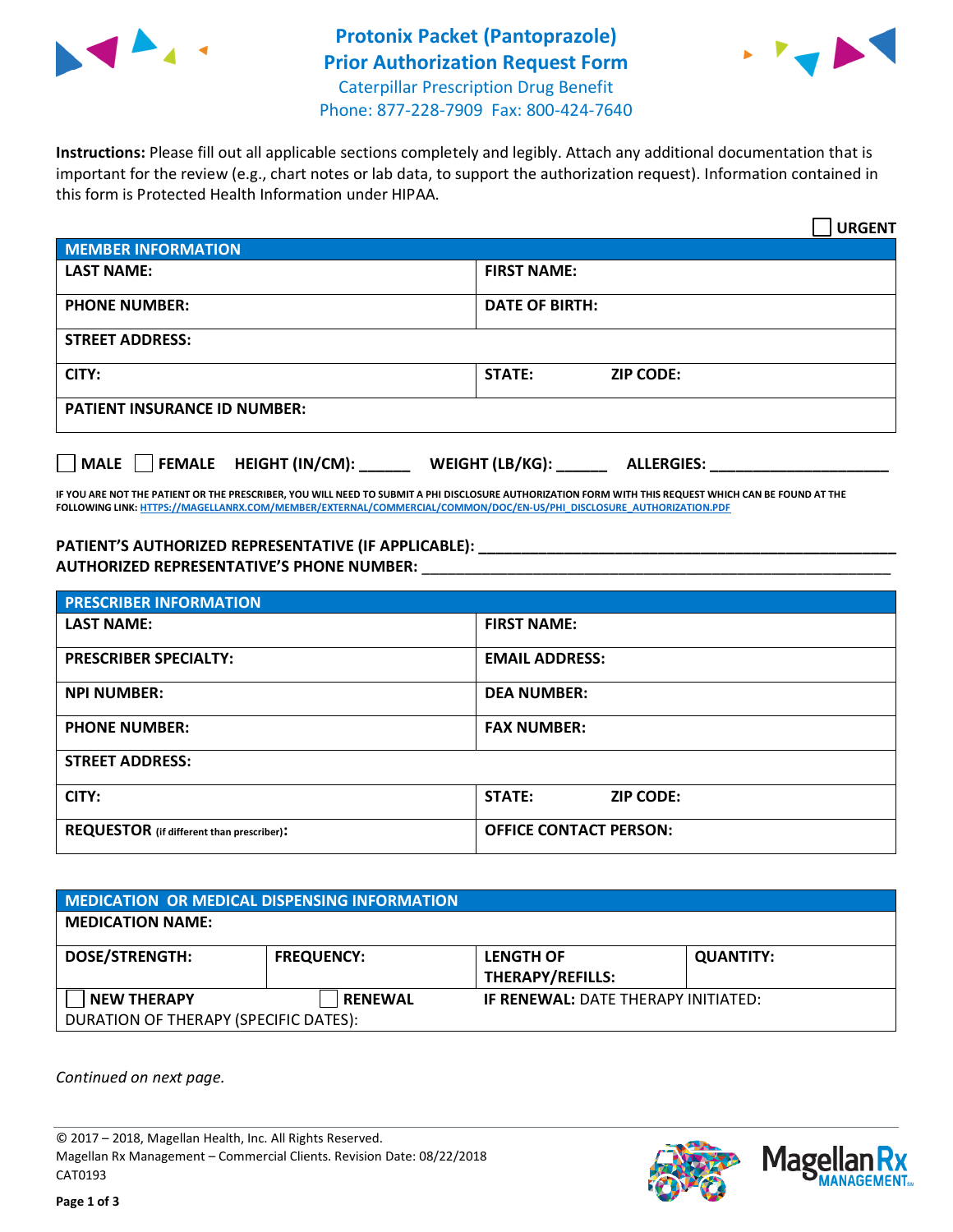# Protonix Packet (Pantoprazole)
# Prior Authorization Request Form

Caterpillar Prescription Drug Benefit
Phone: 877-228-7909 Fax: 800-424-7640

**Instructions:** Please fill out all applicable sections completely and legibly. Attach any additional documentation that is important for the review (e.g., chart notes or lab data, to support the authorization request). Information contained in this form is Protected Health Information under HIPAA.

☐ **URGENT**

| MEMBER INFORMATION | |
|---|---|
| **LAST NAME:** | **FIRST NAME:** |
| **PHONE NUMBER:** | **DATE OF BIRTH:** |
| **STREET ADDRESS:** | |
| **CITY:** | **STATE:** **ZIP CODE:** |
| **PATIENT INSURANCE ID NUMBER:** | |

☐ **MALE** ☐ **FEMALE** **HEIGHT (IN/CM):** ______ **WEIGHT (LB/KG):** ______ **ALLERGIES:** ____________________

**IF YOU ARE NOT THE PATIENT OR THE PRESCRIBER, YOU WILL NEED TO SUBMIT A PHI DISCLOSURE AUTHORIZATION FORM WITH THIS REQUEST WHICH CAN BE FOUND AT THE FOLLOWING LINK: HTTPS://MAGELLANRX.COM/MEMBER/EXTERNAL/COMMERCIAL/COMMON/DOC/EN-US/PHI_DISCLOSURE_AUTHORIZATION.PDF**

**PATIENT'S AUTHORIZED REPRESENTATIVE (IF APPLICABLE):** ____________________________________________
**AUTHORIZED REPRESENTATIVE'S PHONE NUMBER:** ____________________________________________

| PRESCRIBER INFORMATION | |
|---|---|
| **LAST NAME:** | **FIRST NAME:** |
| **PRESCRIBER SPECIALTY:** | **EMAIL ADDRESS:** |
| **NPI NUMBER:** | **DEA NUMBER:** |
| **PHONE NUMBER:** | **FAX NUMBER:** |
| **STREET ADDRESS:** | |
| **CITY:** | **STATE:** **ZIP CODE:** |
| **REQUESTOR** (if different than prescriber)**:** | **OFFICE CONTACT PERSON:** |

| MEDICATION OR MEDICAL DISPENSING INFORMATION | | | |
|---|---|---|---|
| **MEDICATION NAME:** | | | |
| **DOSE/STRENGTH:** | **FREQUENCY:** | **LENGTH OF THERAPY/REFILLS:** | **QUANTITY:** |
| ☐ **NEW THERAPY** | ☐ **RENEWAL** | **IF RENEWAL:** DATE THERAPY INITIATED: | |
| DURATION OF THERAPY (SPECIFIC DATES): | | | |

*Continued on next page.*

© 2017 – 2018, Magellan Health, Inc. All Rights Reserved.
Magellan Rx Management – Commercial Clients. Revision Date: 08/22/2018
CAT0193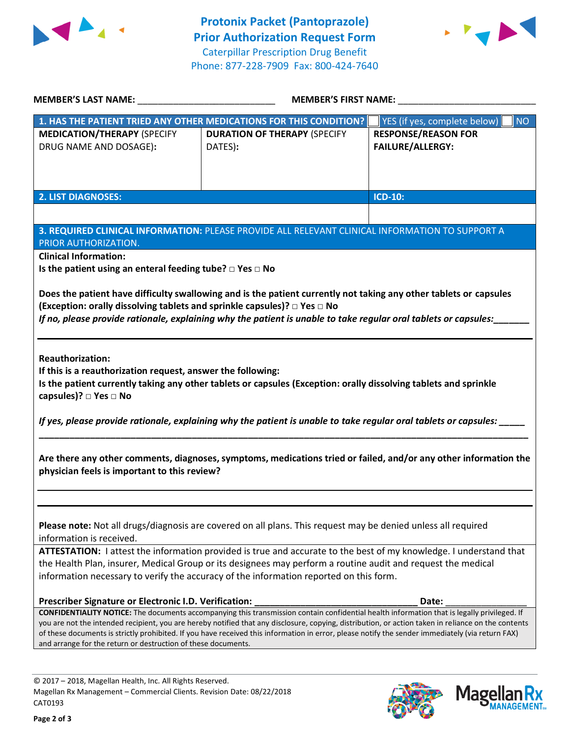# Protonix Packet (Pantoprazole) Prior Authorization Request Form

Caterpillar Prescription Drug Benefit
Phone: 877-228-7909 Fax: 800-424-7640

**MEMBER'S LAST NAME:** ___________________________ **MEMBER'S FIRST NAME:** ___________________________

| **1. HAS THE PATIENT TRIED ANY OTHER MEDICATIONS FOR THIS CONDITION?** | | ☐ YES (if yes, complete below) ☐ NO |
|---|---|---|
| **MEDICATION/THERAPY** (SPECIFY DRUG NAME AND DOSAGE): | **DURATION OF THERAPY** (SPECIFY DATES): | **RESPONSE/REASON FOR FAILURE/ALLERGY:** |
| | | |

| **2. LIST DIAGNOSES:** | **ICD-10:** |
|---|---|
| | |

**3. REQUIRED CLINICAL INFORMATION:** PLEASE PROVIDE ALL RELEVANT CLINICAL INFORMATION TO SUPPORT A PRIOR AUTHORIZATION.

**Clinical Information:**

**Is the patient using an enteral feeding tube? □ Yes □ No**

**Does the patient have difficulty swallowing and is the patient currently not taking any other tablets or capsules (Exception: orally dissolving tablets and sprinkle capsules)? □ Yes □ No**

***If no, please provide rationale, explaining why the patient is unable to take regular oral tablets or capsules:_______***

___________________________________________________________________________

**Reauthorization:**

**If this is a reauthorization request, answer the following:**

**Is the patient currently taking any other tablets or capsules (Exception: orally dissolving tablets and sprinkle capsules)? □ Yes □ No**

***If yes, please provide rationale, explaining why the patient is unable to take regular oral tablets or capsules: _____***

___________________________________________________________________________

**Are there any other comments, diagnoses, symptoms, medications tried or failed, and/or any other information the physician feels is important to this review?**

___________________________________________________________________________

___________________________________________________________________________

**Please note:** Not all drugs/diagnosis are covered on all plans. This request may be denied unless all required information is received.

**ATTESTATION:** I attest the information provided is true and accurate to the best of my knowledge. I understand that the Health Plan, insurer, Medical Group or its designees may perform a routine audit and request the medical information necessary to verify the accuracy of the information reported on this form.

**Prescriber Signature or Electronic I.D. Verification:** _________________________________ **Date:** ________________

**CONFIDENTIALITY NOTICE:** The documents accompanying this transmission contain confidential health information that is legally privileged. If you are not the intended recipient, you are hereby notified that any disclosure, copying, distribution, or action taken in reliance on the contents of these documents is strictly prohibited. If you have received this information in error, please notify the sender immediately (via return FAX) and arrange for the return or destruction of these documents.

© 2017 – 2018, Magellan Health, Inc. All Rights Reserved.
Magellan Rx Management – Commercial Clients. Revision Date: 08/22/2018
CAT0193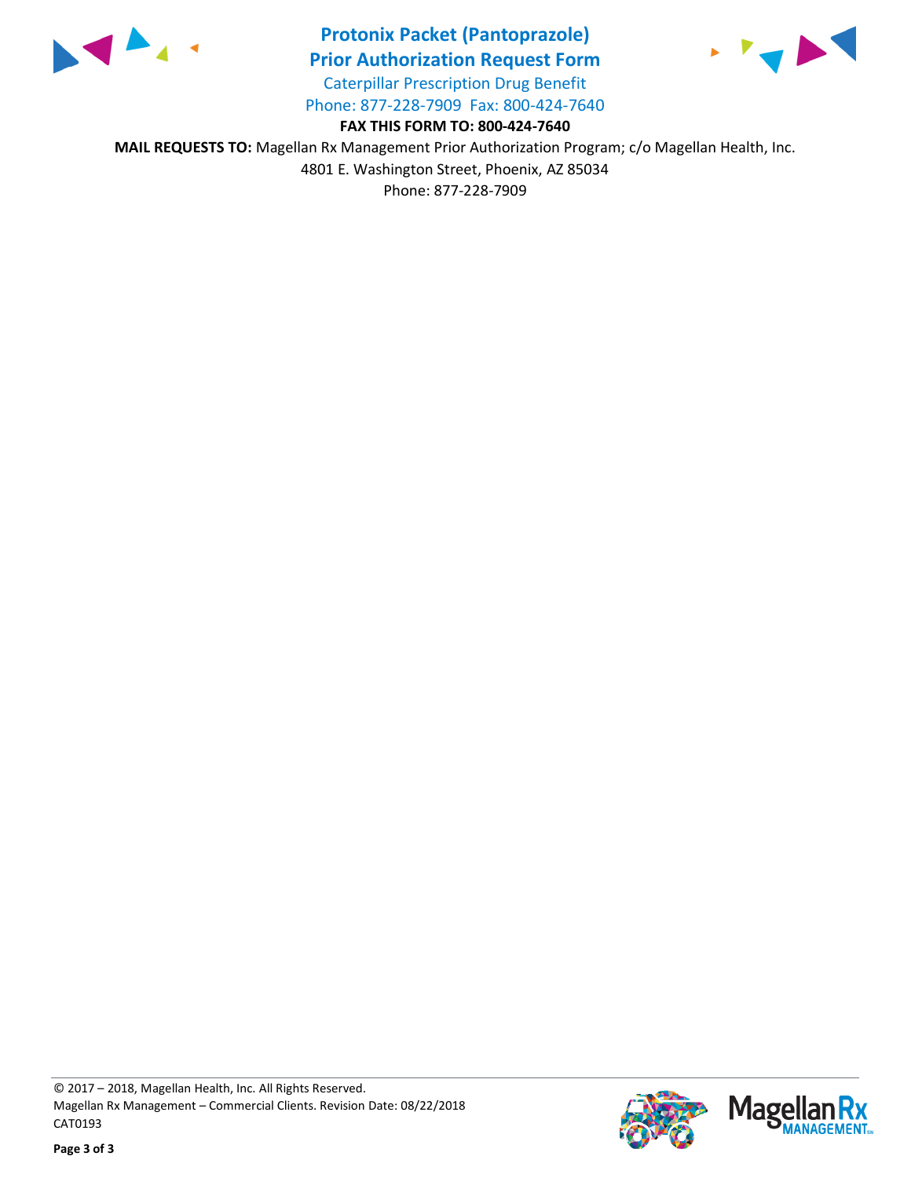# Protonix Packet (Pantoprazole)
# Prior Authorization Request Form

Caterpillar Prescription Drug Benefit

Phone: 877-228-7909 Fax: 800-424-7640

**FAX THIS FORM TO: 800-424-7640**

**MAIL REQUESTS TO:** Magellan Rx Management Prior Authorization Program; c/o Magellan Health, Inc.
4801 E. Washington Street, Phoenix, AZ 85034
Phone: 877-228-7909

© 2017 – 2018, Magellan Health, Inc. All Rights Reserved.
Magellan Rx Management – Commercial Clients. Revision Date: 08/22/2018
CAT0193